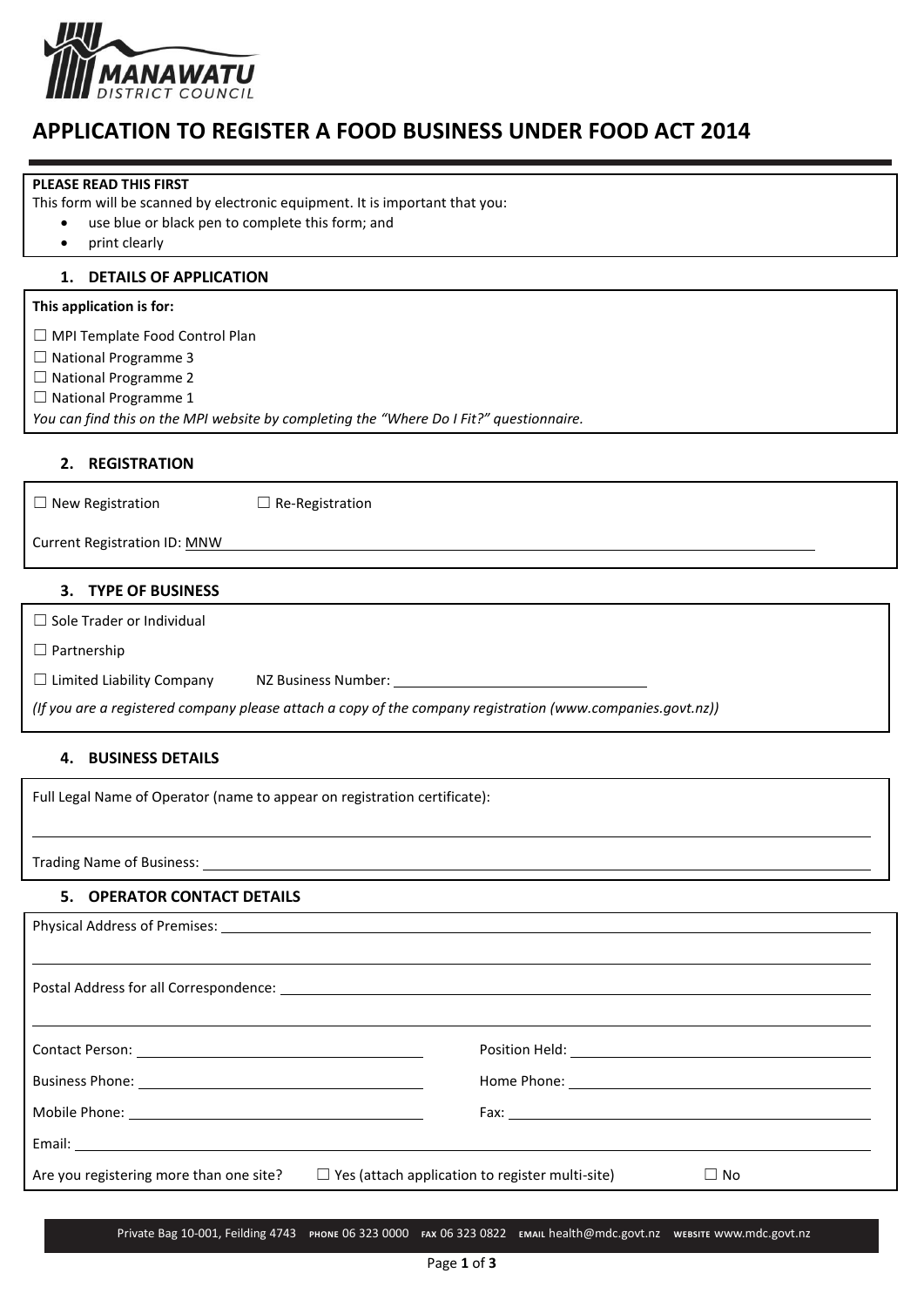MANAWATU DISTRICT COUNCIL

# APPLICATION TO REGISTER A FOOD BUSINESS UNDER FOOD ACT 2014

**PLEASE READ THIS FIRST**

This form will be scanned by electronic equipment. It is important that you:

- use blue or black pen to complete this form; and
- print clearly

## 1. DETAILS OF APPLICATION

**This application is for:**

☐ MPI Template Food Control Plan

☐ National Programme 3

☐ National Programme 2

☐ National Programme 1

*You can find this on the MPI website by completing the "Where Do I Fit?" questionnaire.*

## 2. REGISTRATION

☐ New Registration ☐ Re-Registration

Current Registration ID: MNW ______________________________

## 3. TYPE OF BUSINESS

☐ Sole Trader or Individual

☐ Partnership

☐ Limited Liability Company NZ Business Number: ______________________________

*(If you are a registered company please attach a copy of the company registration (www.companies.govt.nz))*

## 4. BUSINESS DETAILS

Full Legal Name of Operator (name to appear on registration certificate):

______________________________

Trading Name of Business: ______________________________

## 5. OPERATOR CONTACT DETAILS

Physical Address of Premises: ______________________________

______________________________

Postal Address for all Correspondence: ______________________________

______________________________

Contact Person: ______________________________ Position Held: ______________________________

Business Phone: ______________________________ Home Phone: ______________________________

Mobile Phone: ______________________________ Fax: ______________________________

Email: ______________________________

Are you registering more than one site? ☐ Yes (attach application to register multi-site) ☐ No

Private Bag 10-001, Feilding 4743 PHONE 06 323 0000 FAX 06 323 0822 EMAIL health@mdc.govt.nz WEBSITE www.mdc.govt.nz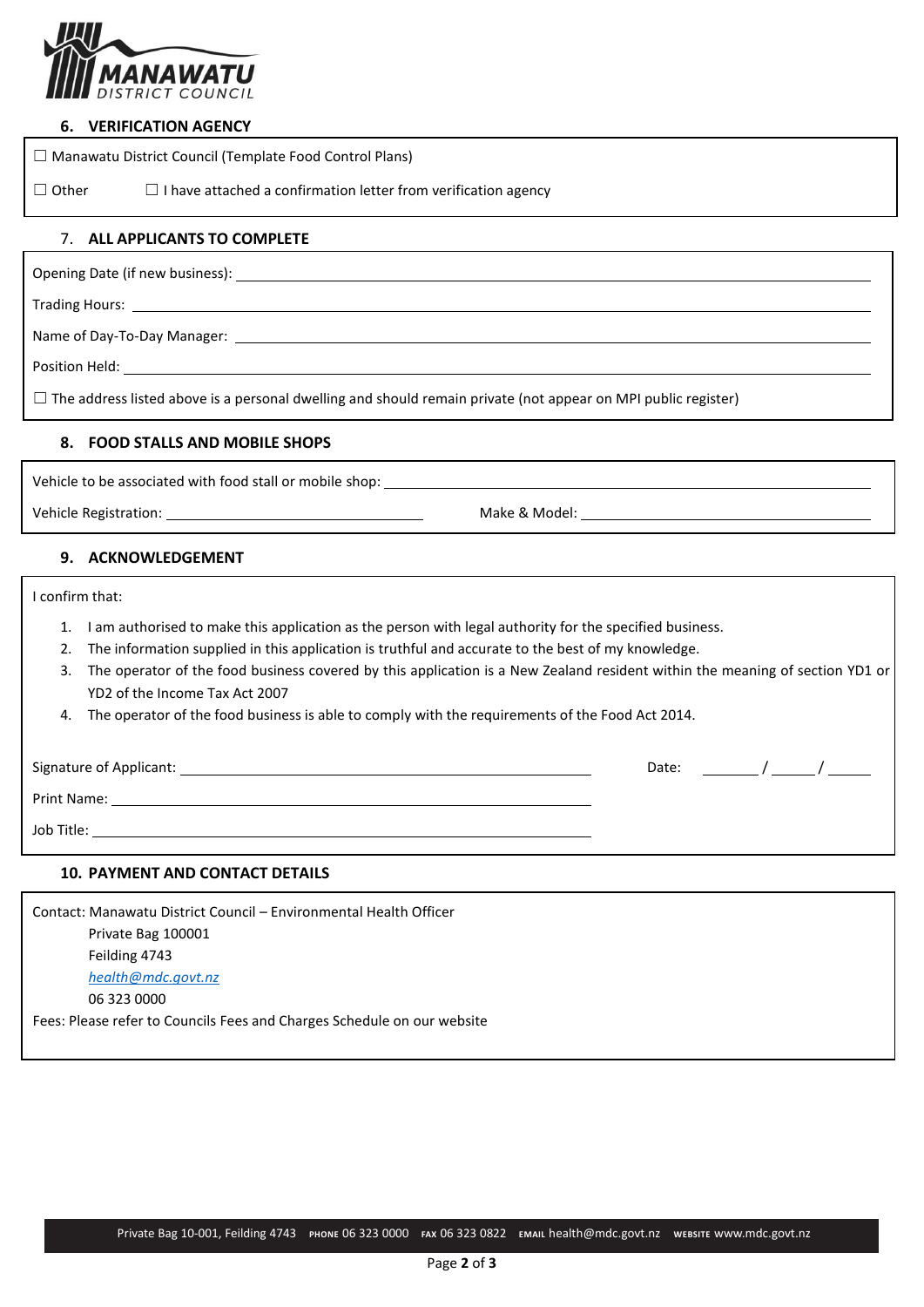## 6. VERIFICATION AGENCY

☐ Manawatu District Council (Template Food Control Plans)

☐ Other ☐ I have attached a confirmation letter from verification agency

## 7. ALL APPLICANTS TO COMPLETE

Opening Date (if new business): ____________________

Trading Hours: ____________________

Name of Day-To-Day Manager: ____________________

Position Held: ____________________

☐ The address listed above is a personal dwelling and should remain private (not appear on MPI public register)

## 8. FOOD STALLS AND MOBILE SHOPS

Vehicle to be associated with food stall or mobile shop: ____________________

Vehicle Registration: ____________________ Make & Model: ____________________

## 9. ACKNOWLEDGEMENT

I confirm that:

1. I am authorised to make this application as the person with legal authority for the specified business.
2. The information supplied in this application is truthful and accurate to the best of my knowledge.
3. The operator of the food business covered by this application is a New Zealand resident within the meaning of section YD1 or YD2 of the Income Tax Act 2007
4. The operator of the food business is able to comply with the requirements of the Food Act 2014.

Signature of Applicant: ____________________ Date: ____ / ____ / ____

Print Name: ____________________

Job Title: ____________________

## 10. PAYMENT AND CONTACT DETAILS

Contact: Manawatu District Council – Environmental Health Officer
Private Bag 100001
Feilding 4743
*health@mdc.govt.nz*
06 323 0000

Fees: Please refer to Councils Fees and Charges Schedule on our website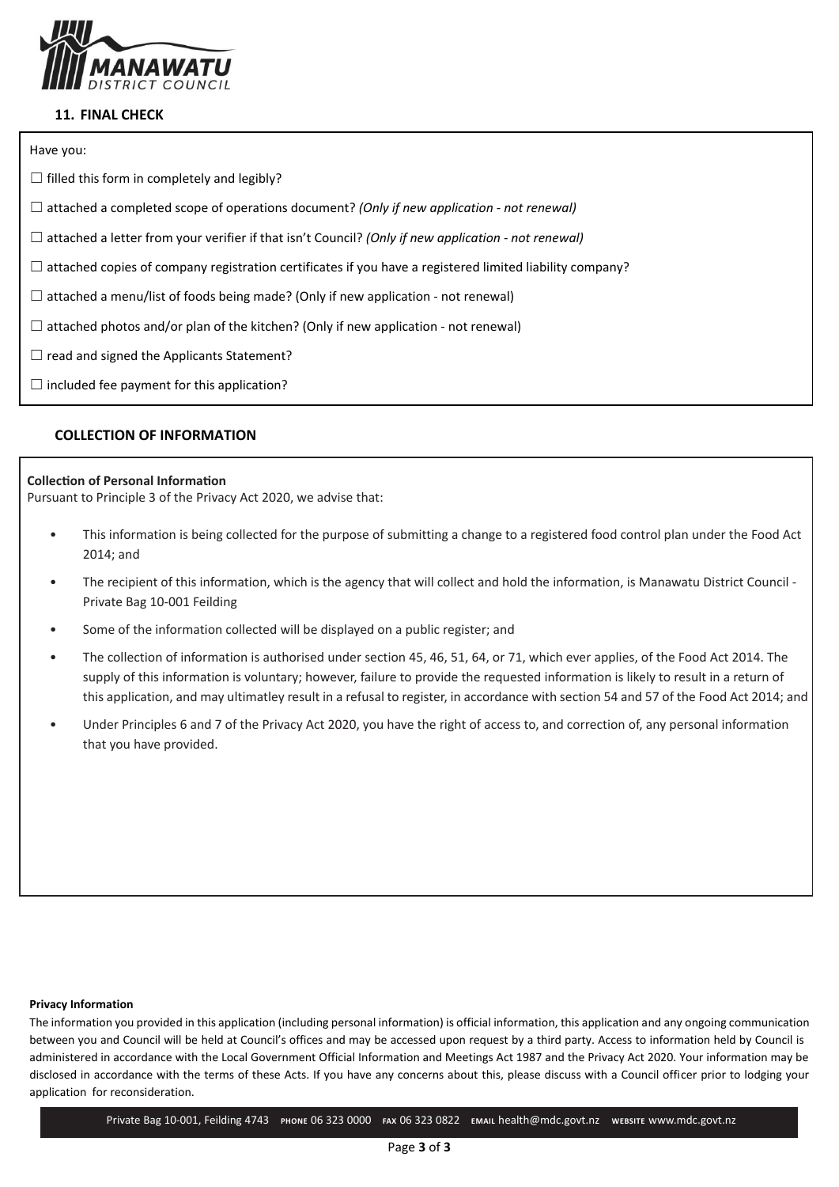## 11. FINAL CHECK

Have you:

☐ filled this form in completely and legibly?

☐ attached a completed scope of operations document? *(Only if new application - not renewal)*

☐ attached a letter from your verifier if that isn't Council? *(Only if new application - not renewal)*

☐ attached copies of company registration certificates if you have a registered limited liability company?

☐ attached a menu/list of foods being made? (Only if new application - not renewal)

☐ attached photos and/or plan of the kitchen? (Only if new application - not renewal)

☐ read and signed the Applicants Statement?

☐ included fee payment for this application?

## COLLECTION OF INFORMATION

**Collection of Personal Information**

Pursuant to Principle 3 of the Privacy Act 2020, we advise that:

- This information is being collected for the purpose of submitting a change to a registered food control plan under the Food Act 2014; and
- The recipient of this information, which is the agency that will collect and hold the information, is Manawatu District Council - Private Bag 10-001 Feilding
- Some of the information collected will be displayed on a public register; and
- The collection of information is authorised under section 45, 46, 51, 64, or 71, which ever applies, of the Food Act 2014. The supply of this information is voluntary; however, failure to provide the requested information is likely to result in a return of this application, and may ultimatley result in a refusal to register, in accordance with section 54 and 57 of the Food Act 2014; and
- Under Principles 6 and 7 of the Privacy Act 2020, you have the right of access to, and correction of, any personal information that you have provided.

**Privacy Information**

The information you provided in this application (including personal information) is official information, this application and any ongoing communication between you and Council will be held at Council's offices and may be accessed upon request by a third party. Access to information held by Council is administered in accordance with the Local Government Official Information and Meetings Act 1987 and the Privacy Act 2020. Your information may be disclosed in accordance with the terms of these Acts. If you have any concerns about this, please discuss with a Council officer prior to lodging your application for reconsideration.

Private Bag 10-001, Feilding 4743 **PHONE** 06 323 0000 **FAX** 06 323 0822 **EMAIL** health@mdc.govt.nz **WEBSITE** www.mdc.govt.nz